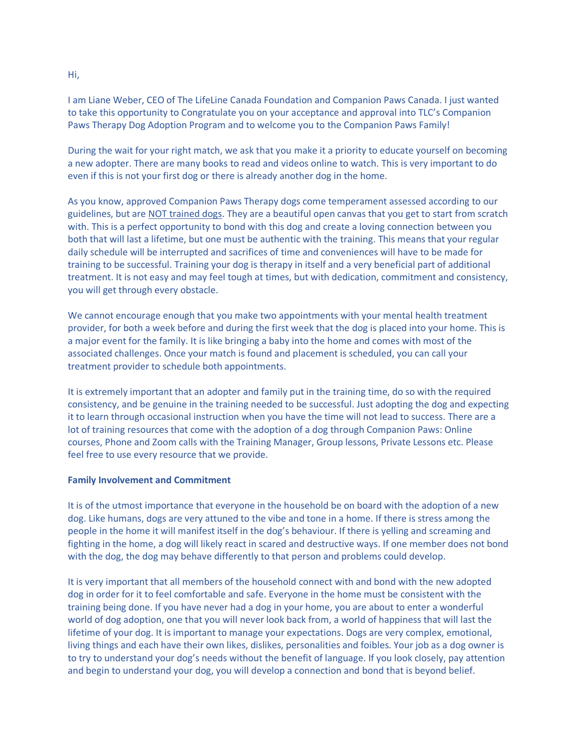Hi,

I am Liane Weber, CEO of The LifeLine Canada Foundation and Companion Paws Canada. I just wanted to take this opportunity to Congratulate you on your acceptance and approval into TLC's Companion Paws Therapy Dog Adoption Program and to welcome you to the Companion Paws Family!

During the wait for your right match, we ask that you make it a priority to educate yourself on becoming a new adopter. There are many books to read and videos online to watch. This is very important to do even if this is not your first dog or there is already another dog in the home.

As you know, approved Companion Paws Therapy dogs come temperament assessed according to our guidelines, but are <u>NOT trained dogs</u>. They are a beautiful open canvas that you get to start from scratch with. This is a perfect opportunity to bond with this dog and create a loving connection between you both that will last a lifetime, but one must be authentic with the training. This means that your regular daily schedule will be interrupted and sacrifices of time and conveniences will have to be made for training to be successful. Training your dog is therapy in itself and a very beneficial part of additional treatment. It is not easy and may feel tough at times, but with dedication, commitment and consistency, you will get through every obstacle.

We cannot encourage enough that you make two appointments with your mental health treatment provider, for both a week before and during the first week that the dog is placed into your home. This is a major event for the family. It is like bringing a baby into the home and comes with most of the associated challenges. Once your match is found and placement is scheduled, you can call your treatment provider to schedule both appointments.

It is extremely important that an adopter and family put in the training time, do so with the required consistency, and be genuine in the training needed to be successful. Just adopting the dog and expecting it to learn through occasional instruction when you have the time will not lead to success. There are a lot of training resources that come with the adoption of a dog through Companion Paws: Online courses, Phone and Zoom calls with the Training Manager, Group lessons, Private Lessons etc. Please feel free to use every resource that we provide.

**Family Involvement and Commitment**

It is of the utmost importance that everyone in the household be on board with the adoption of a new dog. Like humans, dogs are very attuned to the vibe and tone in a home. If there is stress among the people in the home it will manifest itself in the dog's behaviour. If there is yelling and screaming and fighting in the home, a dog will likely react in scared and destructive ways. If one member does not bond with the dog, the dog may behave differently to that person and problems could develop.

It is very important that all members of the household connect with and bond with the new adopted dog in order for it to feel comfortable and safe. Everyone in the home must be consistent with the training being done. If you have never had a dog in your home, you are about to enter a wonderful world of dog adoption, one that you will never look back from, a world of happiness that will last the lifetime of your dog. It is important to manage your expectations. Dogs are very complex, emotional, living things and each have their own likes, dislikes, personalities and foibles. Your job as a dog owner is to try to understand your dog's needs without the benefit of language. If you look closely, pay attention and begin to understand your dog, you will develop a connection and bond that is beyond belief.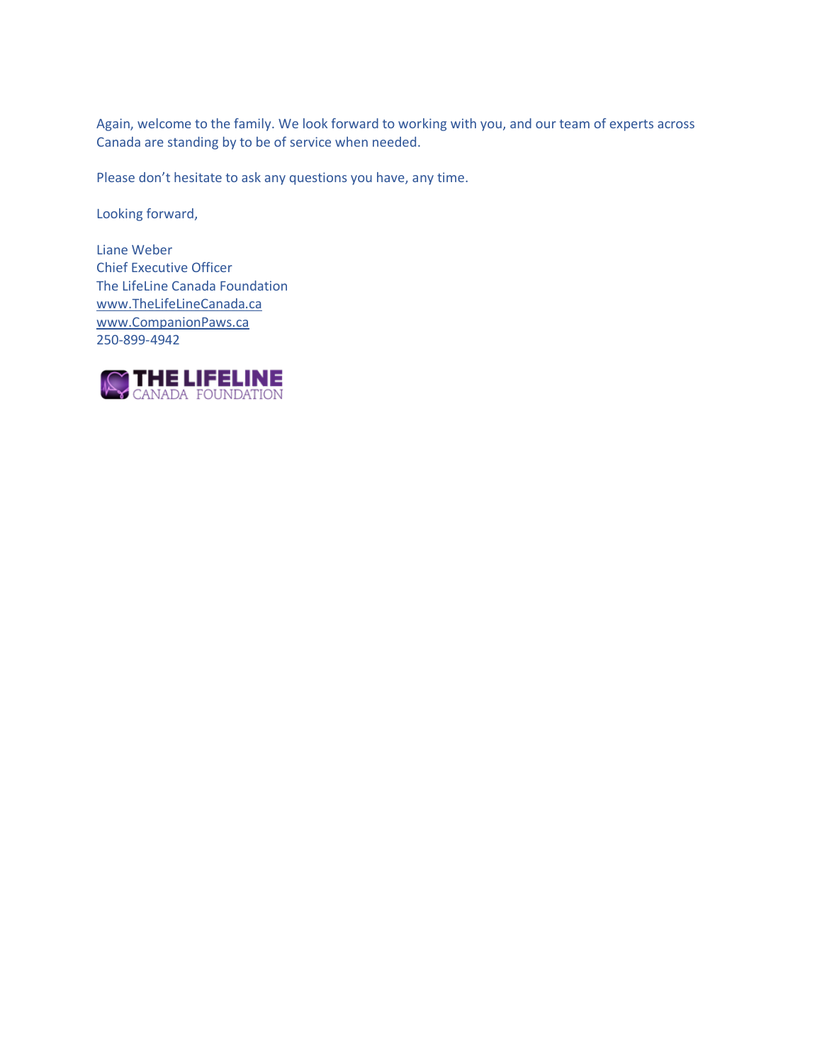Again, welcome to the family. We look forward to working with you, and our team of experts across Canada are standing by to be of service when needed.

Please don't hesitate to ask any questions you have, any time.

Looking forward,

Liane Weber
Chief Executive Officer
The LifeLine Canada Foundation
www.TheLifeLineCanada.ca
www.CompanionPaws.ca
250-899-4942

THE LIFELINE
CANADA FOUNDATION